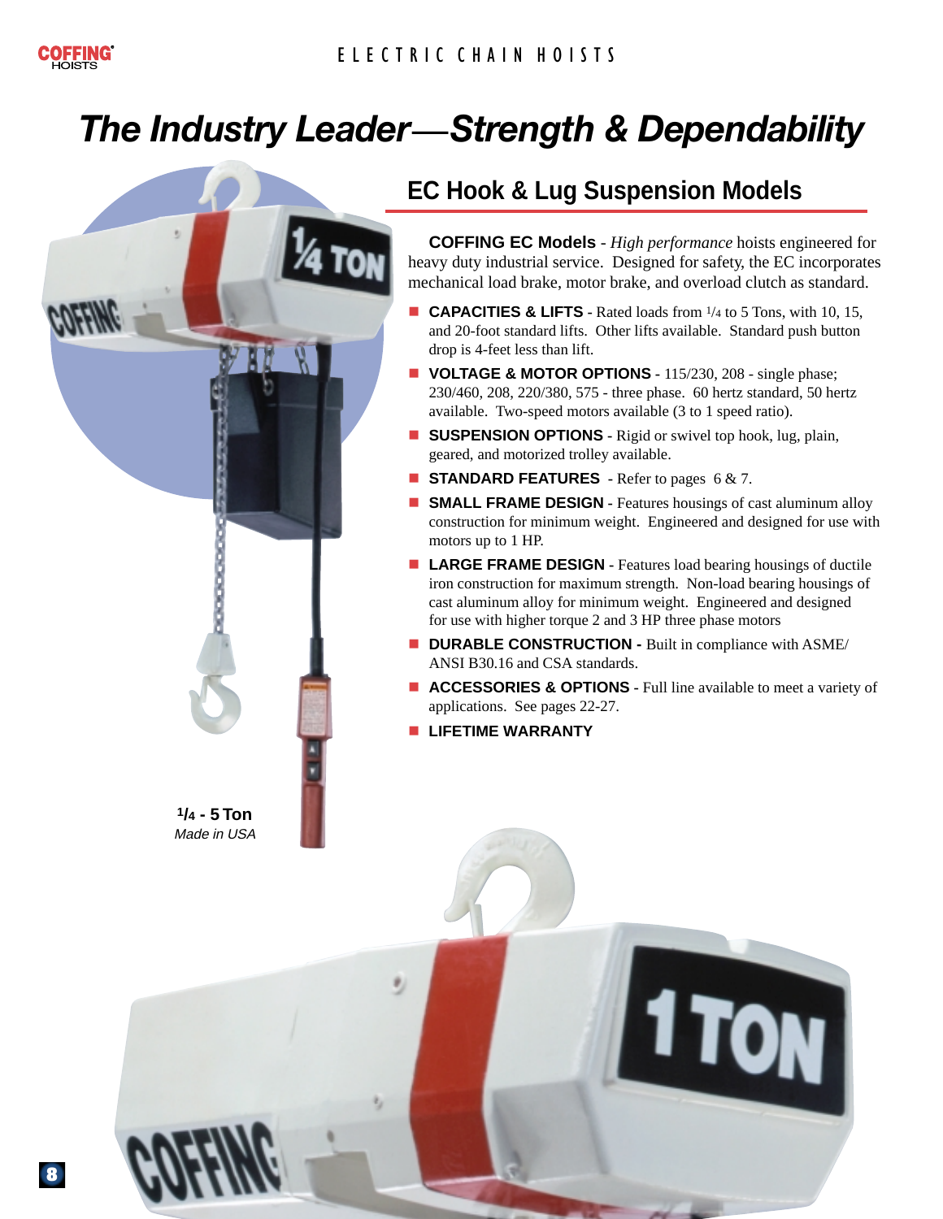# The Industry Leader—Strength & Dependability

## EC Hook & Lug Suspension Models

**COFFING EC Models** - *High performance* hoists engineered for heavy duty industrial service. Designed for safety, the EC incorporates mechanical load brake, motor brake, and overload clutch as standard.

- **CAPACITIES & LIFTS** - Rated loads from 1/4 to 5 Tons, with 10, 15, and 20-foot standard lifts. Other lifts available. Standard push button drop is 4-feet less than lift.
- **VOLTAGE & MOTOR OPTIONS** - 115/230, 208 - single phase; 230/460, 208, 220/380, 575 - three phase. 60 hertz standard, 50 hertz available. Two-speed motors available (3 to 1 speed ratio).
- **SUSPENSION OPTIONS** - Rigid or swivel top hook, lug, plain, geared, and motorized trolley available.
- **STANDARD FEATURES** - Refer to pages 6 & 7.
- **SMALL FRAME DESIGN** - Features housings of cast aluminum alloy construction for minimum weight. Engineered and designed for use with motors up to 1 HP.
- **LARGE FRAME DESIGN** - Features load bearing housings of ductile iron construction for maximum strength. Non-load bearing housings of cast aluminum alloy for minimum weight. Engineered and designed for use with higher torque 2 and 3 HP three phase motors
- **DURABLE CONSTRUCTION -** Built in compliance with ASME/ANSI B30.16 and CSA standards.
- **ACCESSORIES & OPTIONS** - Full line available to meet a variety of applications. See pages 22-27.
- **LIFETIME WARRANTY**

**1/4 - 5 Ton**
*Made in USA*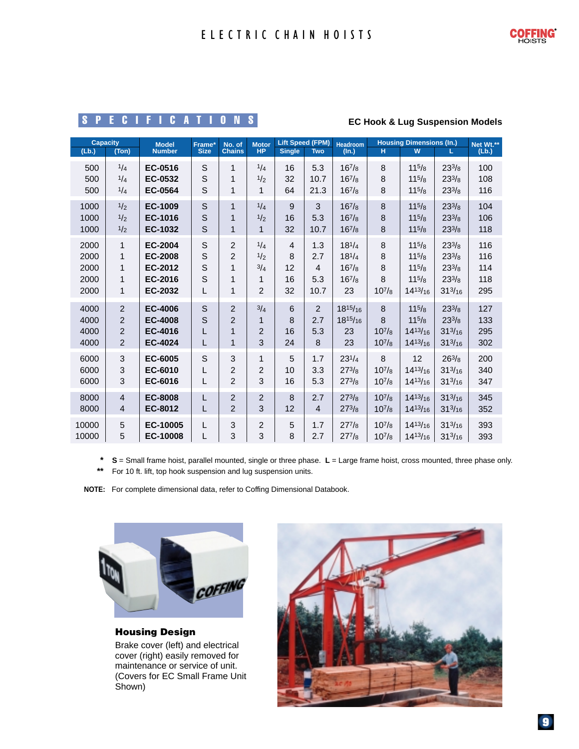# ELECTRIC CHAIN HOISTS

## SPECIFICATIONS

### EC Hook & Lug Suspension Models

| Capacity | | Model Number | Frame* Size | No. of Chains | Motor HP | Lift Speed (FPM) | | Headroom (In.) | Housing Dimensions (In.) | | | Net Wt.** (Lb.) |
|---|---|---|---|---|---|---|---|---|---|---|---|---|
| (Lb.) | (Ton) | | | | | Single | Two | | H | W | L | |
| 500 | 1/4 | **EC-0516** | S | 1 | 1/4 | 16 | 5.3 | 16 7/8 | 8 | 11 5/8 | 23 3/8 | 100 |
| 500 | 1/4 | **EC-0532** | S | 1 | 1/2 | 32 | 10.7 | 16 7/8 | 8 | 11 5/8 | 23 3/8 | 108 |
| 500 | 1/4 | **EC-0564** | S | 1 | 1 | 64 | 21.3 | 16 7/8 | 8 | 11 5/8 | 23 3/8 | 116 |
| 1000 | 1/2 | **EC-1009** | S | 1 | 1/4 | 9 | 3 | 16 7/8 | 8 | 11 5/8 | 23 3/8 | 104 |
| 1000 | 1/2 | **EC-1016** | S | 1 | 1/2 | 16 | 5.3 | 16 7/8 | 8 | 11 5/8 | 23 3/8 | 106 |
| 1000 | 1/2 | **EC-1032** | S | 1 | 1 | 32 | 10.7 | 16 7/8 | 8 | 11 5/8 | 23 3/8 | 118 |
| 2000 | 1 | **EC-2004** | S | 2 | 1/4 | 4 | 1.3 | 18 1/4 | 8 | 11 5/8 | 23 3/8 | 116 |
| 2000 | 1 | **EC-2008** | S | 2 | 1/2 | 8 | 2.7 | 18 1/4 | 8 | 11 5/8 | 23 3/8 | 116 |
| 2000 | 1 | **EC-2012** | S | 1 | 3/4 | 12 | 4 | 16 7/8 | 8 | 11 5/8 | 23 3/8 | 114 |
| 2000 | 1 | **EC-2016** | S | 1 | 1 | 16 | 5.3 | 16 7/8 | 8 | 11 5/8 | 23 3/8 | 118 |
| 2000 | 1 | **EC-2032** | L | 1 | 2 | 32 | 10.7 | 23 | 10 7/8 | 14 13/16 | 31 3/16 | 295 |
| 4000 | 2 | **EC-4006** | S | 2 | 3/4 | 6 | 2 | 18 15/16 | 8 | 11 5/8 | 23 3/8 | 127 |
| 4000 | 2 | **EC-4008** | S | 2 | 1 | 8 | 2.7 | 18 15/16 | 8 | 11 5/8 | 23 3/8 | 133 |
| 4000 | 2 | **EC-4016** | L | 1 | 2 | 16 | 5.3 | 23 | 10 7/8 | 14 13/16 | 31 3/16 | 295 |
| 4000 | 2 | **EC-4024** | L | 1 | 3 | 24 | 8 | 23 | 10 7/8 | 14 13/16 | 31 3/16 | 302 |
| 6000 | 3 | **EC-6005** | S | 3 | 1 | 5 | 1.7 | 23 1/4 | 8 | 12 | 26 3/8 | 200 |
| 6000 | 3 | **EC-6010** | L | 2 | 2 | 10 | 3.3 | 27 3/8 | 10 7/8 | 14 13/16 | 31 3/16 | 340 |
| 6000 | 3 | **EC-6016** | L | 2 | 3 | 16 | 5.3 | 27 3/8 | 10 7/8 | 14 13/16 | 31 3/16 | 347 |
| 8000 | 4 | **EC-8008** | L | 2 | 2 | 8 | 2.7 | 27 3/8 | 10 7/8 | 14 13/16 | 31 3/16 | 345 |
| 8000 | 4 | **EC-8012** | L | 2 | 3 | 12 | 4 | 27 3/8 | 10 7/8 | 14 13/16 | 31 3/16 | 352 |
| 10000 | 5 | **EC-10005** | L | 3 | 2 | 5 | 1.7 | 27 7/8 | 10 7/8 | 14 13/16 | 31 3/16 | 393 |
| 10000 | 5 | **EC-10008** | L | 3 | 3 | 8 | 2.7 | 27 7/8 | 10 7/8 | 14 13/16 | 31 3/16 | 393 |

\* **S** = Small frame hoist, parallel mounted, single or three phase. **L** = Large frame hoist, cross mounted, three phase only.

\*\* For 10 ft. lift, top hook suspension and lug suspension units.

**NOTE:** For complete dimensional data, refer to Coffing Dimensional Databook.

**Housing Design**

Brake cover (left) and electrical cover (right) easily removed for maintenance or service of unit. (Covers for EC Small Frame Unit Shown)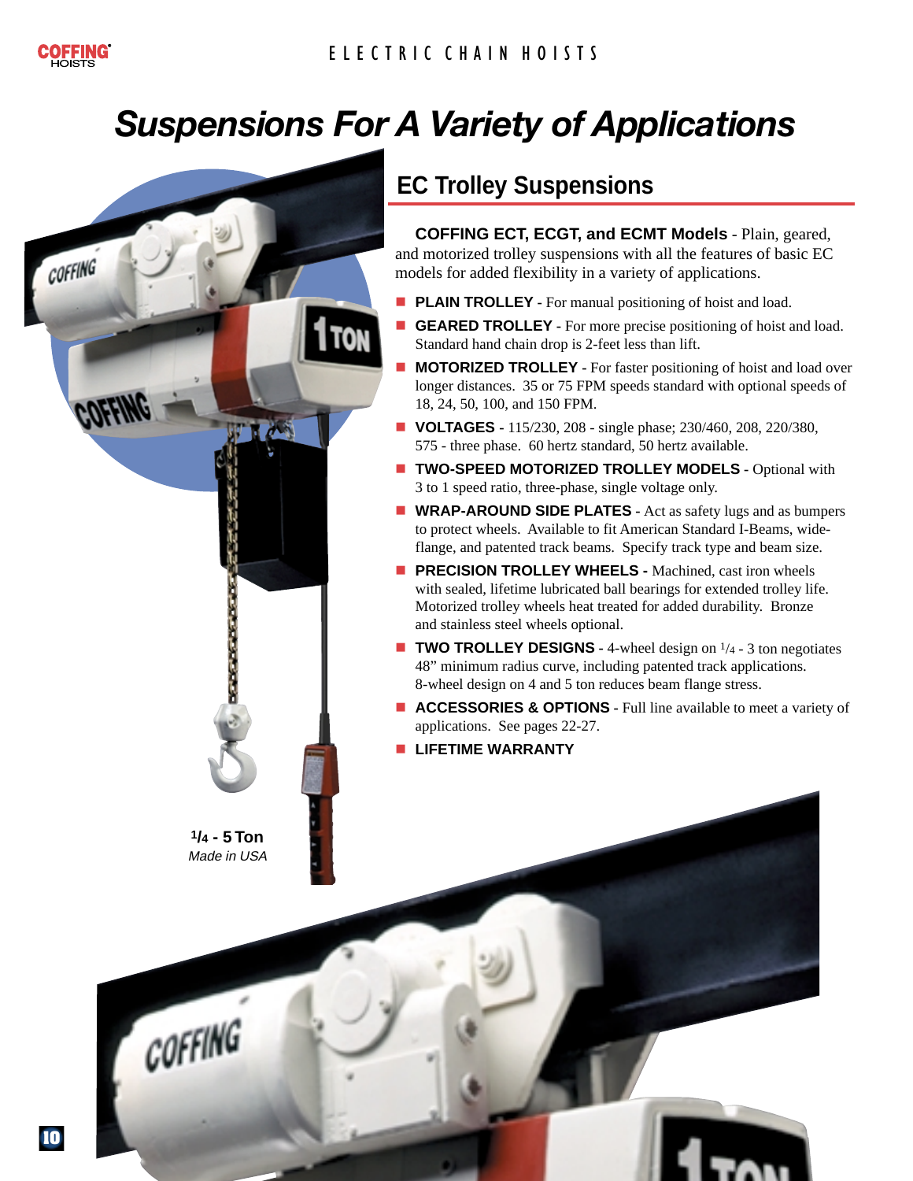# Suspensions For A Variety of Applications

## EC Trolley Suspensions

**COFFING ECT, ECGT, and ECMT Models** - Plain, geared, and motorized trolley suspensions with all the features of basic EC models for added flexibility in a variety of applications.

- **PLAIN TROLLEY** - For manual positioning of hoist and load.
- **GEARED TROLLEY** - For more precise positioning of hoist and load. Standard hand chain drop is 2-feet less than lift.
- **MOTORIZED TROLLEY** - For faster positioning of hoist and load over longer distances. 35 or 75 FPM speeds standard with optional speeds of 18, 24, 50, 100, and 150 FPM.
- **VOLTAGES** - 115/230, 208 - single phase; 230/460, 208, 220/380, 575 - three phase. 60 hertz standard, 50 hertz available.
- **TWO-SPEED MOTORIZED TROLLEY MODELS** - Optional with 3 to 1 speed ratio, three-phase, single voltage only.
- **WRAP-AROUND SIDE PLATES** - Act as safety lugs and as bumpers to protect wheels. Available to fit American Standard I-Beams, wide-flange, and patented track beams. Specify track type and beam size.
- **PRECISION TROLLEY WHEELS -** Machined, cast iron wheels with sealed, lifetime lubricated ball bearings for extended trolley life. Motorized trolley wheels heat treated for added durability. Bronze and stainless steel wheels optional.
- **TWO TROLLEY DESIGNS** - 4-wheel design on 1/4 - 3 ton negotiates 48” minimum radius curve, including patented track applications. 8-wheel design on 4 and 5 ton reduces beam flange stress.
- **ACCESSORIES & OPTIONS** - Full line available to meet a variety of applications. See pages 22-27.
- **LIFETIME WARRANTY**

**1/4 - 5 Ton**
*Made in USA*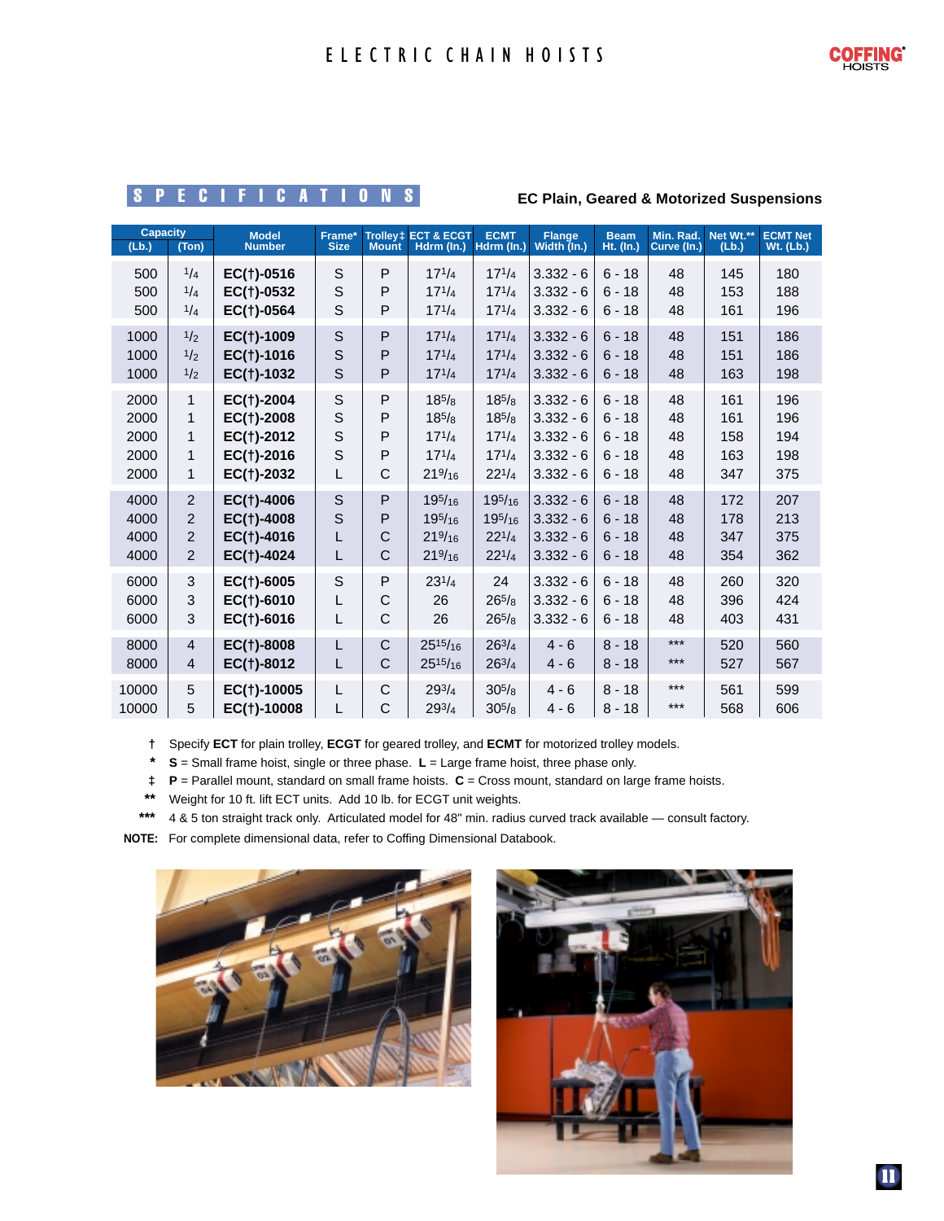## SPECIFICATIONS

### EC Plain, Geared & Motorized Suspensions

| Capacity (Lb.) | Capacity (Ton) | Model Number | Frame* Size | Trolley‡ Mount | ECT & ECGT Hdrm (In.) | ECMT Hdrm (In.) | Flange Width (In.) | Beam Ht. (In.) | Min. Rad. Curve (In.) | Net Wt.** (Lb.) | ECMT Net Wt. (Lb.) |
|---|---|---|---|---|---|---|---|---|---|---|---|
| 500 | 1/4 | **EC(†)-0516** | S | P | 17 1/4 | 17 1/4 | 3.332 - 6 | 6 - 18 | 48 | 145 | 180 |
| 500 | 1/4 | **EC(†)-0532** | S | P | 17 1/4 | 17 1/4 | 3.332 - 6 | 6 - 18 | 48 | 153 | 188 |
| 500 | 1/4 | **EC(†)-0564** | S | P | 17 1/4 | 17 1/4 | 3.332 - 6 | 6 - 18 | 48 | 161 | 196 |
| 1000 | 1/2 | **EC(†)-1009** | S | P | 17 1/4 | 17 1/4 | 3.332 - 6 | 6 - 18 | 48 | 151 | 186 |
| 1000 | 1/2 | **EC(†)-1016** | S | P | 17 1/4 | 17 1/4 | 3.332 - 6 | 6 - 18 | 48 | 151 | 186 |
| 1000 | 1/2 | **EC(†)-1032** | S | P | 17 1/4 | 17 1/4 | 3.332 - 6 | 6 - 18 | 48 | 163 | 198 |
| 2000 | 1 | **EC(†)-2004** | S | P | 18 5/8 | 18 5/8 | 3.332 - 6 | 6 - 18 | 48 | 161 | 196 |
| 2000 | 1 | **EC(†)-2008** | S | P | 18 5/8 | 18 5/8 | 3.332 - 6 | 6 - 18 | 48 | 161 | 196 |
| 2000 | 1 | **EC(†)-2012** | S | P | 17 1/4 | 17 1/4 | 3.332 - 6 | 6 - 18 | 48 | 158 | 194 |
| 2000 | 1 | **EC(†)-2016** | S | P | 17 1/4 | 17 1/4 | 3.332 - 6 | 6 - 18 | 48 | 163 | 198 |
| 2000 | 1 | **EC(†)-2032** | L | C | 21 9/16 | 22 1/4 | 3.332 - 6 | 6 - 18 | 48 | 347 | 375 |
| 4000 | 2 | **EC(†)-4006** | S | P | 19 5/16 | 19 5/16 | 3.332 - 6 | 6 - 18 | 48 | 172 | 207 |
| 4000 | 2 | **EC(†)-4008** | S | P | 19 5/16 | 19 5/16 | 3.332 - 6 | 6 - 18 | 48 | 178 | 213 |
| 4000 | 2 | **EC(†)-4016** | L | C | 21 9/16 | 22 1/4 | 3.332 - 6 | 6 - 18 | 48 | 347 | 375 |
| 4000 | 2 | **EC(†)-4024** | L | C | 21 9/16 | 22 1/4 | 3.332 - 6 | 6 - 18 | 48 | 354 | 362 |
| 6000 | 3 | **EC(†)-6005** | S | P | 23 1/4 | 24 | 3.332 - 6 | 6 - 18 | 48 | 260 | 320 |
| 6000 | 3 | **EC(†)-6010** | L | C | 26 | 26 5/8 | 3.332 - 6 | 6 - 18 | 48 | 396 | 424 |
| 6000 | 3 | **EC(†)-6016** | L | C | 26 | 26 5/8 | 3.332 - 6 | 6 - 18 | 48 | 403 | 431 |
| 8000 | 4 | **EC(†)-8008** | L | C | 25 15/16 | 26 3/4 | 4 - 6 | 8 - 18 | *** | 520 | 560 |
| 8000 | 4 | **EC(†)-8012** | L | C | 25 15/16 | 26 3/4 | 4 - 6 | 8 - 18 | *** | 527 | 567 |
| 10000 | 5 | **EC(†)-10005** | L | C | 29 3/4 | 30 5/8 | 4 - 6 | 8 - 18 | *** | 561 | 599 |
| 10000 | 5 | **EC(†)-10008** | L | C | 29 3/4 | 30 5/8 | 4 - 6 | 8 - 18 | *** | 568 | 606 |

† Specify **ECT** for plain trolley, **ECGT** for geared trolley, and **ECMT** for motorized trolley models.

\* **S** = Small frame hoist, single or three phase. **L** = Large frame hoist, three phase only.

‡ **P** = Parallel mount, standard on small frame hoists. **C** = Cross mount, standard on large frame hoists.

** Weight for 10 ft. lift ECT units. Add 10 lb. for ECGT unit weights.

*** 4 & 5 ton straight track only. Articulated model for 48" min. radius curved track available — consult factory.

**NOTE:** For complete dimensional data, refer to Coffing Dimensional Databook.